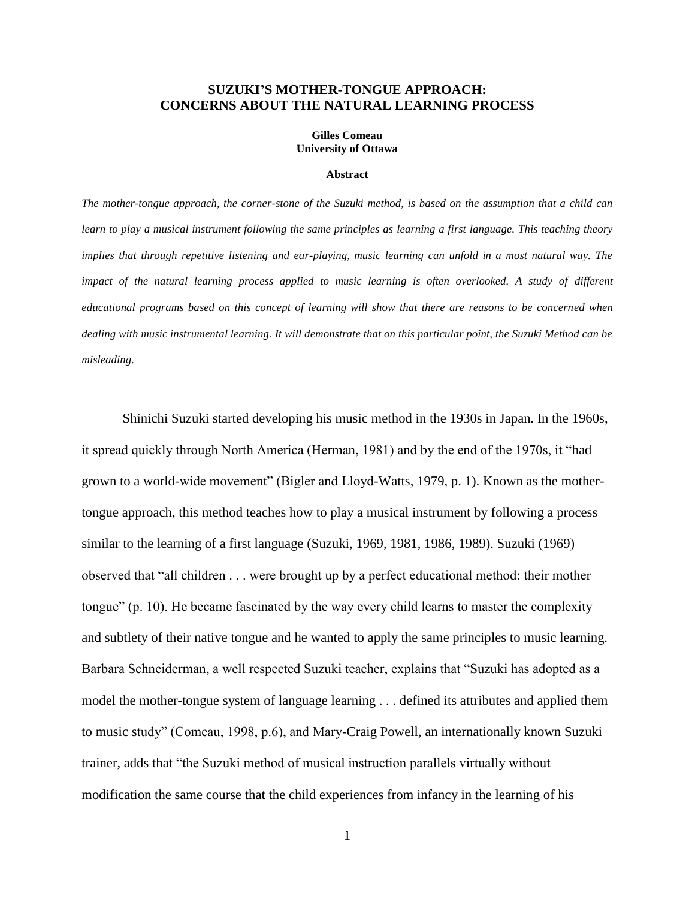# SUZUKI'S MOTHER-TONGUE APPROACH: CONCERNS ABOUT THE NATURAL LEARNING PROCESS

**Gilles Comeau**
**University of Ottawa**

### Abstract

*The mother-tongue approach, the corner-stone of the Suzuki method, is based on the assumption that a child can learn to play a musical instrument following the same principles as learning a first language. This teaching theory implies that through repetitive listening and ear-playing, music learning can unfold in a most natural way. The impact of the natural learning process applied to music learning is often overlooked. A study of different educational programs based on this concept of learning will show that there are reasons to be concerned when dealing with music instrumental learning. It will demonstrate that on this particular point, the Suzuki Method can be misleading.*

Shinichi Suzuki started developing his music method in the 1930s in Japan. In the 1960s, it spread quickly through North America (Herman, 1981) and by the end of the 1970s, it "had grown to a world-wide movement" (Bigler and Lloyd-Watts, 1979, p. 1). Known as the mother-tongue approach, this method teaches how to play a musical instrument by following a process similar to the learning of a first language (Suzuki, 1969, 1981, 1986, 1989). Suzuki (1969) observed that "all children . . . were brought up by a perfect educational method: their mother tongue" (p. 10). He became fascinated by the way every child learns to master the complexity and subtlety of their native tongue and he wanted to apply the same principles to music learning. Barbara Schneiderman, a well respected Suzuki teacher, explains that "Suzuki has adopted as a model the mother-tongue system of language learning . . . defined its attributes and applied them to music study" (Comeau, 1998, p.6), and Mary-Craig Powell, an internationally known Suzuki trainer, adds that "the Suzuki method of musical instruction parallels virtually without modification the same course that the child experiences from infancy in the learning of his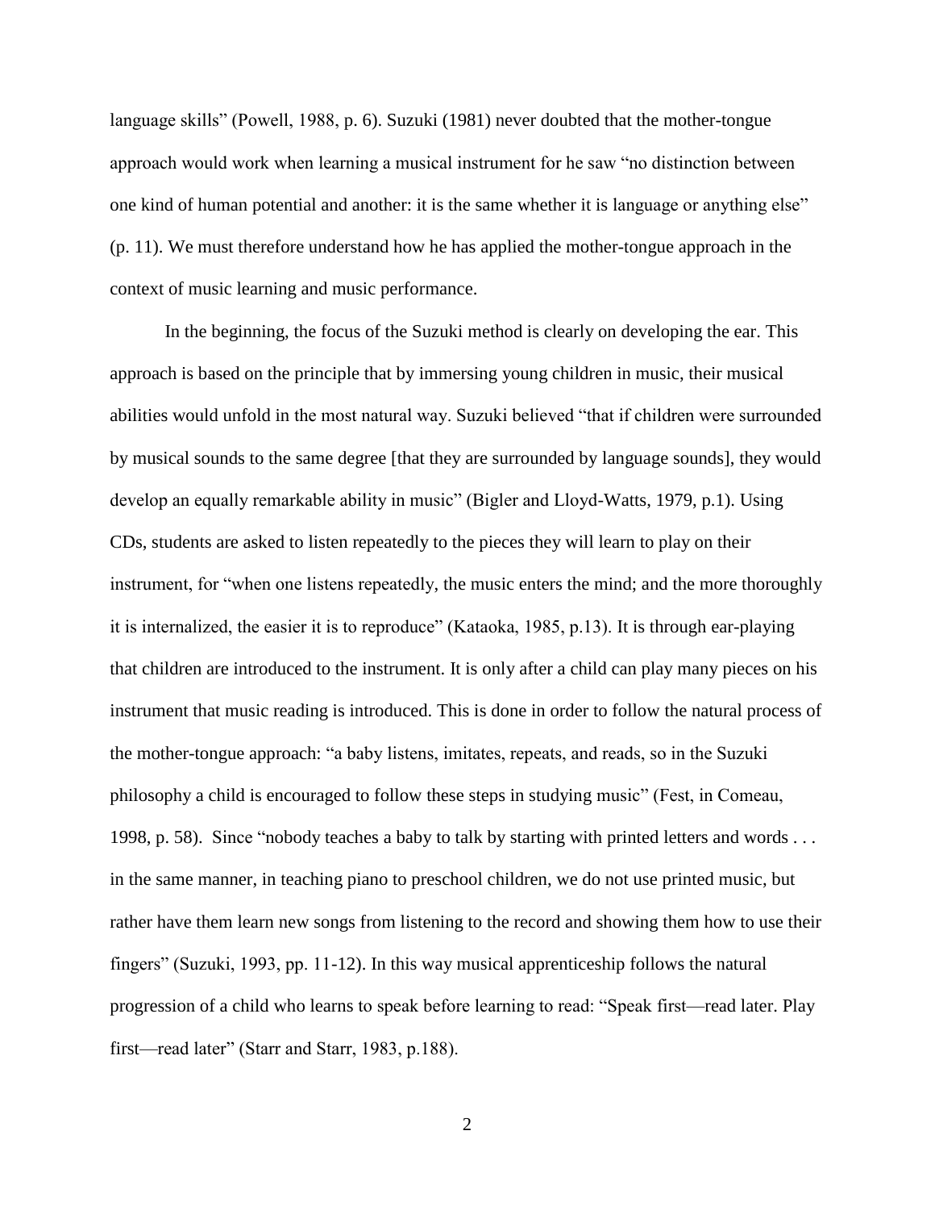language skills" (Powell, 1988, p. 6). Suzuki (1981) never doubted that the mother-tongue approach would work when learning a musical instrument for he saw "no distinction between one kind of human potential and another: it is the same whether it is language or anything else" (p. 11). We must therefore understand how he has applied the mother-tongue approach in the context of music learning and music performance.

In the beginning, the focus of the Suzuki method is clearly on developing the ear. This approach is based on the principle that by immersing young children in music, their musical abilities would unfold in the most natural way. Suzuki believed "that if children were surrounded by musical sounds to the same degree [that they are surrounded by language sounds], they would develop an equally remarkable ability in music" (Bigler and Lloyd-Watts, 1979, p.1). Using CDs, students are asked to listen repeatedly to the pieces they will learn to play on their instrument, for "when one listens repeatedly, the music enters the mind; and the more thoroughly it is internalized, the easier it is to reproduce" (Kataoka, 1985, p.13). It is through ear-playing that children are introduced to the instrument. It is only after a child can play many pieces on his instrument that music reading is introduced. This is done in order to follow the natural process of the mother-tongue approach: "a baby listens, imitates, repeats, and reads, so in the Suzuki philosophy a child is encouraged to follow these steps in studying music" (Fest, in Comeau, 1998, p. 58). Since "nobody teaches a baby to talk by starting with printed letters and words . . . in the same manner, in teaching piano to preschool children, we do not use printed music, but rather have them learn new songs from listening to the record and showing them how to use their fingers" (Suzuki, 1993, pp. 11-12). In this way musical apprenticeship follows the natural progression of a child who learns to speak before learning to read: "Speak first—read later. Play first—read later" (Starr and Starr, 1983, p.188).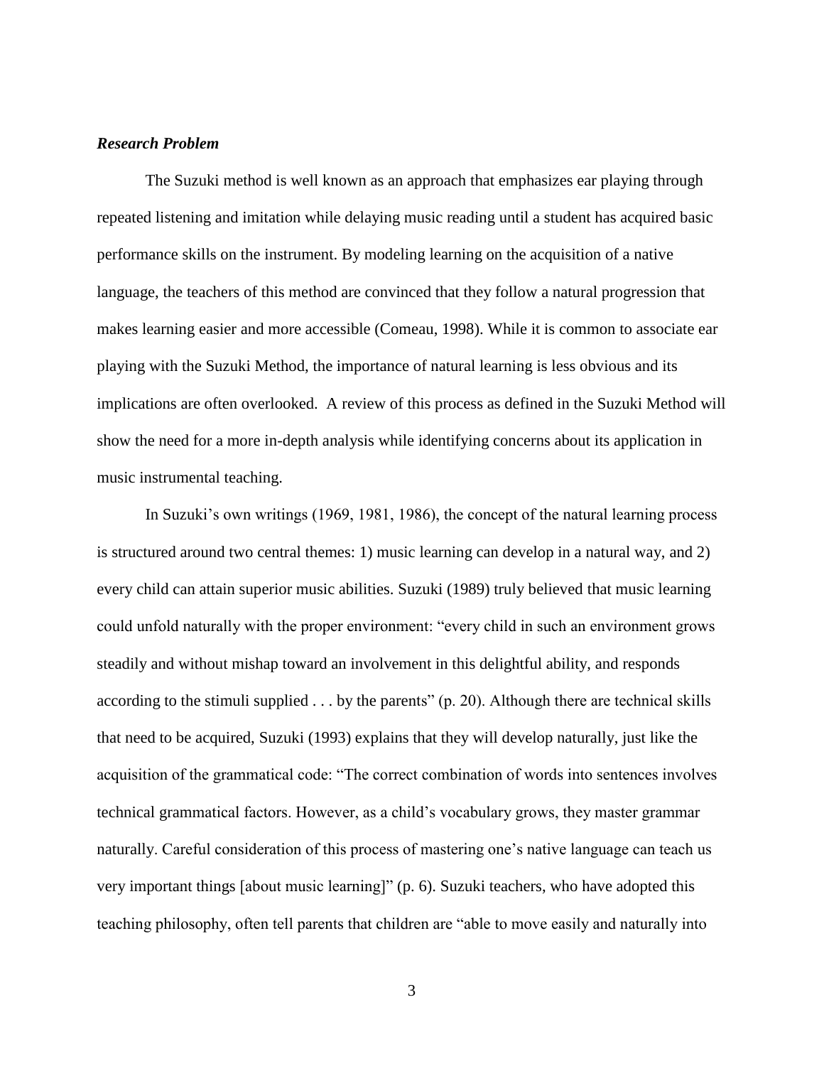### *Research Problem*

The Suzuki method is well known as an approach that emphasizes ear playing through repeated listening and imitation while delaying music reading until a student has acquired basic performance skills on the instrument. By modeling learning on the acquisition of a native language, the teachers of this method are convinced that they follow a natural progression that makes learning easier and more accessible (Comeau, 1998). While it is common to associate ear playing with the Suzuki Method, the importance of natural learning is less obvious and its implications are often overlooked. A review of this process as defined in the Suzuki Method will show the need for a more in-depth analysis while identifying concerns about its application in music instrumental teaching.

In Suzuki's own writings (1969, 1981, 1986), the concept of the natural learning process is structured around two central themes: 1) music learning can develop in a natural way, and 2) every child can attain superior music abilities. Suzuki (1989) truly believed that music learning could unfold naturally with the proper environment: "every child in such an environment grows steadily and without mishap toward an involvement in this delightful ability, and responds according to the stimuli supplied . . . by the parents" (p. 20). Although there are technical skills that need to be acquired, Suzuki (1993) explains that they will develop naturally, just like the acquisition of the grammatical code: "The correct combination of words into sentences involves technical grammatical factors. However, as a child's vocabulary grows, they master grammar naturally. Careful consideration of this process of mastering one's native language can teach us very important things [about music learning]" (p. 6). Suzuki teachers, who have adopted this teaching philosophy, often tell parents that children are "able to move easily and naturally into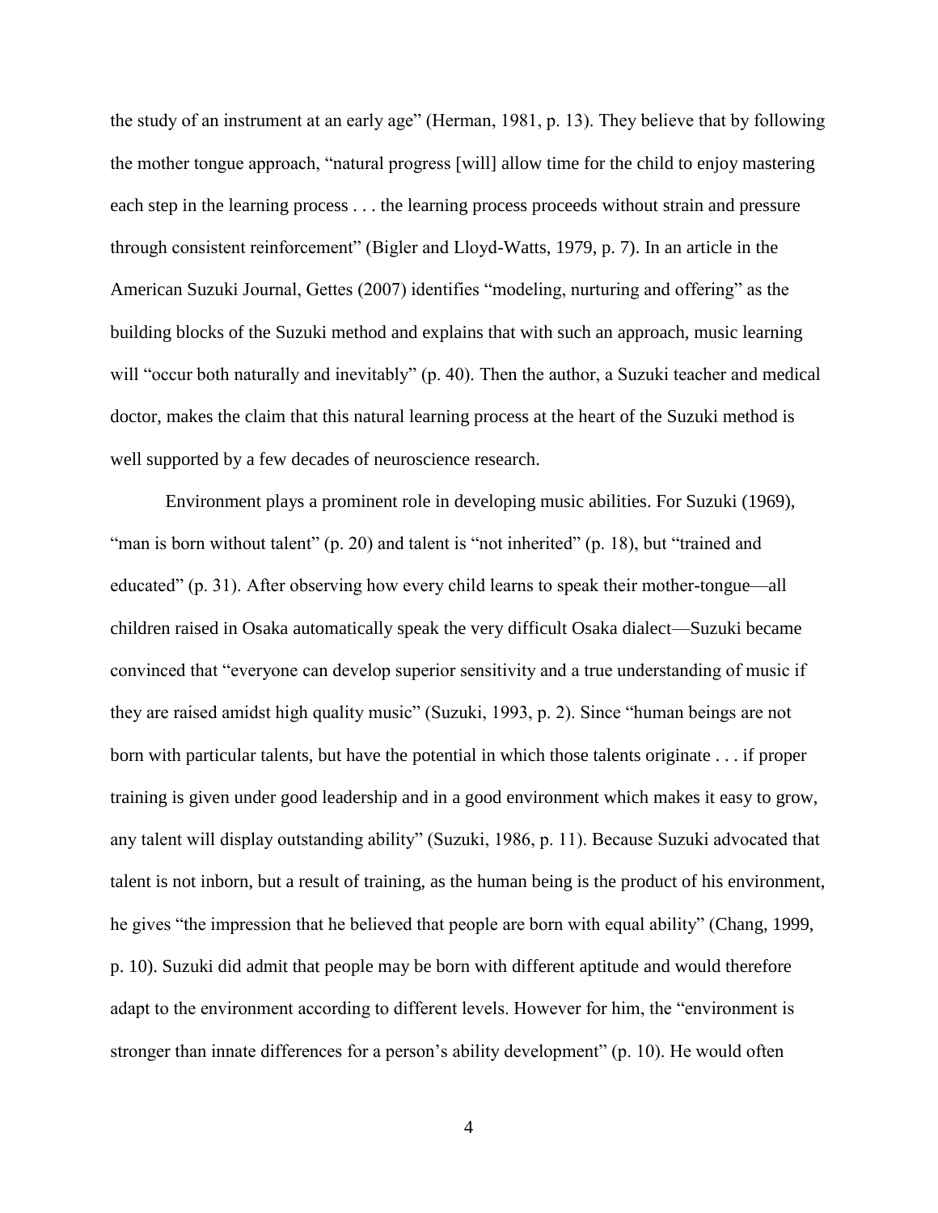the study of an instrument at an early age" (Herman, 1981, p. 13). They believe that by following the mother tongue approach, "natural progress [will] allow time for the child to enjoy mastering each step in the learning process . . . the learning process proceeds without strain and pressure through consistent reinforcement" (Bigler and Lloyd-Watts, 1979, p. 7). In an article in the American Suzuki Journal, Gettes (2007) identifies "modeling, nurturing and offering" as the building blocks of the Suzuki method and explains that with such an approach, music learning will "occur both naturally and inevitably" (p. 40). Then the author, a Suzuki teacher and medical doctor, makes the claim that this natural learning process at the heart of the Suzuki method is well supported by a few decades of neuroscience research.

Environment plays a prominent role in developing music abilities. For Suzuki (1969), "man is born without talent" (p. 20) and talent is "not inherited" (p. 18), but "trained and educated" (p. 31). After observing how every child learns to speak their mother-tongue—all children raised in Osaka automatically speak the very difficult Osaka dialect—Suzuki became convinced that "everyone can develop superior sensitivity and a true understanding of music if they are raised amidst high quality music" (Suzuki, 1993, p. 2). Since "human beings are not born with particular talents, but have the potential in which those talents originate . . . if proper training is given under good leadership and in a good environment which makes it easy to grow, any talent will display outstanding ability" (Suzuki, 1986, p. 11). Because Suzuki advocated that talent is not inborn, but a result of training, as the human being is the product of his environment, he gives "the impression that he believed that people are born with equal ability" (Chang, 1999, p. 10). Suzuki did admit that people may be born with different aptitude and would therefore adapt to the environment according to different levels. However for him, the "environment is stronger than innate differences for a person's ability development" (p. 10). He would often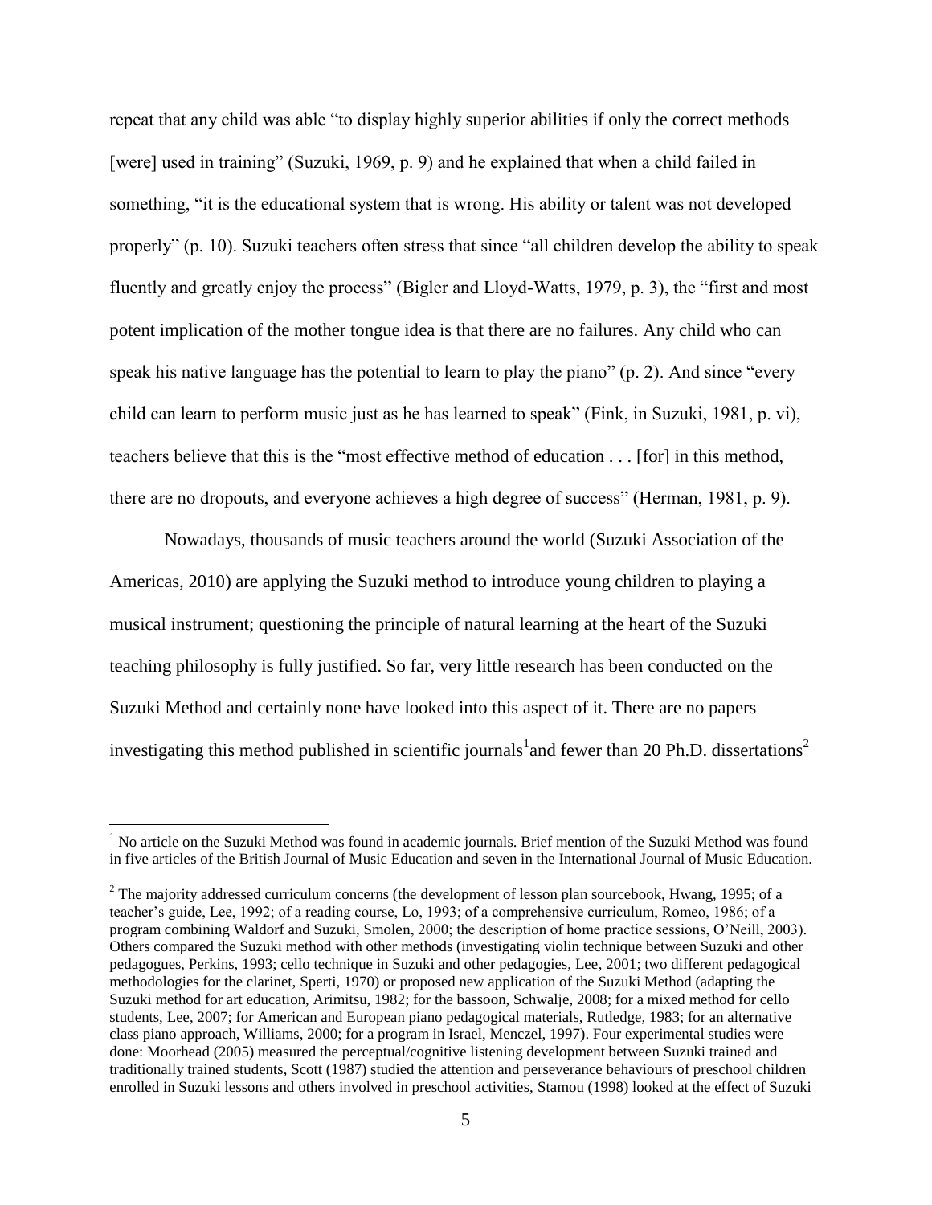repeat that any child was able "to display highly superior abilities if only the correct methods [were] used in training" (Suzuki, 1969, p. 9) and he explained that when a child failed in something, "it is the educational system that is wrong. His ability or talent was not developed properly" (p. 10). Suzuki teachers often stress that since "all children develop the ability to speak fluently and greatly enjoy the process" (Bigler and Lloyd-Watts, 1979, p. 3), the "first and most potent implication of the mother tongue idea is that there are no failures. Any child who can speak his native language has the potential to learn to play the piano" (p. 2). And since "every child can learn to perform music just as he has learned to speak" (Fink, in Suzuki, 1981, p. vi), teachers believe that this is the "most effective method of education . . . [for] in this method, there are no dropouts, and everyone achieves a high degree of success" (Herman, 1981, p. 9).

Nowadays, thousands of music teachers around the world (Suzuki Association of the Americas, 2010) are applying the Suzuki method to introduce young children to playing a musical instrument; questioning the principle of natural learning at the heart of the Suzuki teaching philosophy is fully justified. So far, very little research has been conducted on the Suzuki Method and certainly none have looked into this aspect of it. There are no papers investigating this method published in scientific journals[1] and fewer than 20 Ph.D. dissertations[2]

---

[1] No article on the Suzuki Method was found in academic journals. Brief mention of the Suzuki Method was found in five articles of the British Journal of Music Education and seven in the International Journal of Music Education.

[2] The majority addressed curriculum concerns (the development of lesson plan sourcebook, Hwang, 1995; of a teacher's guide, Lee, 1992; of a reading course, Lo, 1993; of a comprehensive curriculum, Romeo, 1986; of a program combining Waldorf and Suzuki, Smolen, 2000; the description of home practice sessions, O'Neill, 2003). Others compared the Suzuki method with other methods (investigating violin technique between Suzuki and other pedagogues, Perkins, 1993; cello technique in Suzuki and other pedagogies, Lee, 2001; two different pedagogical methodologies for the clarinet, Sperti, 1970) or proposed new application of the Suzuki Method (adapting the Suzuki method for art education, Arimitsu, 1982; for the bassoon, Schwalje, 2008; for a mixed method for cello students, Lee, 2007; for American and European piano pedagogical materials, Rutledge, 1983; for an alternative class piano approach, Williams, 2000; for a program in Israel, Menczel, 1997). Four experimental studies were done: Moorhead (2005) measured the perceptual/cognitive listening development between Suzuki trained and traditionally trained students, Scott (1987) studied the attention and perseverance behaviours of preschool children enrolled in Suzuki lessons and others involved in preschool activities, Stamou (1998) looked at the effect of Suzuki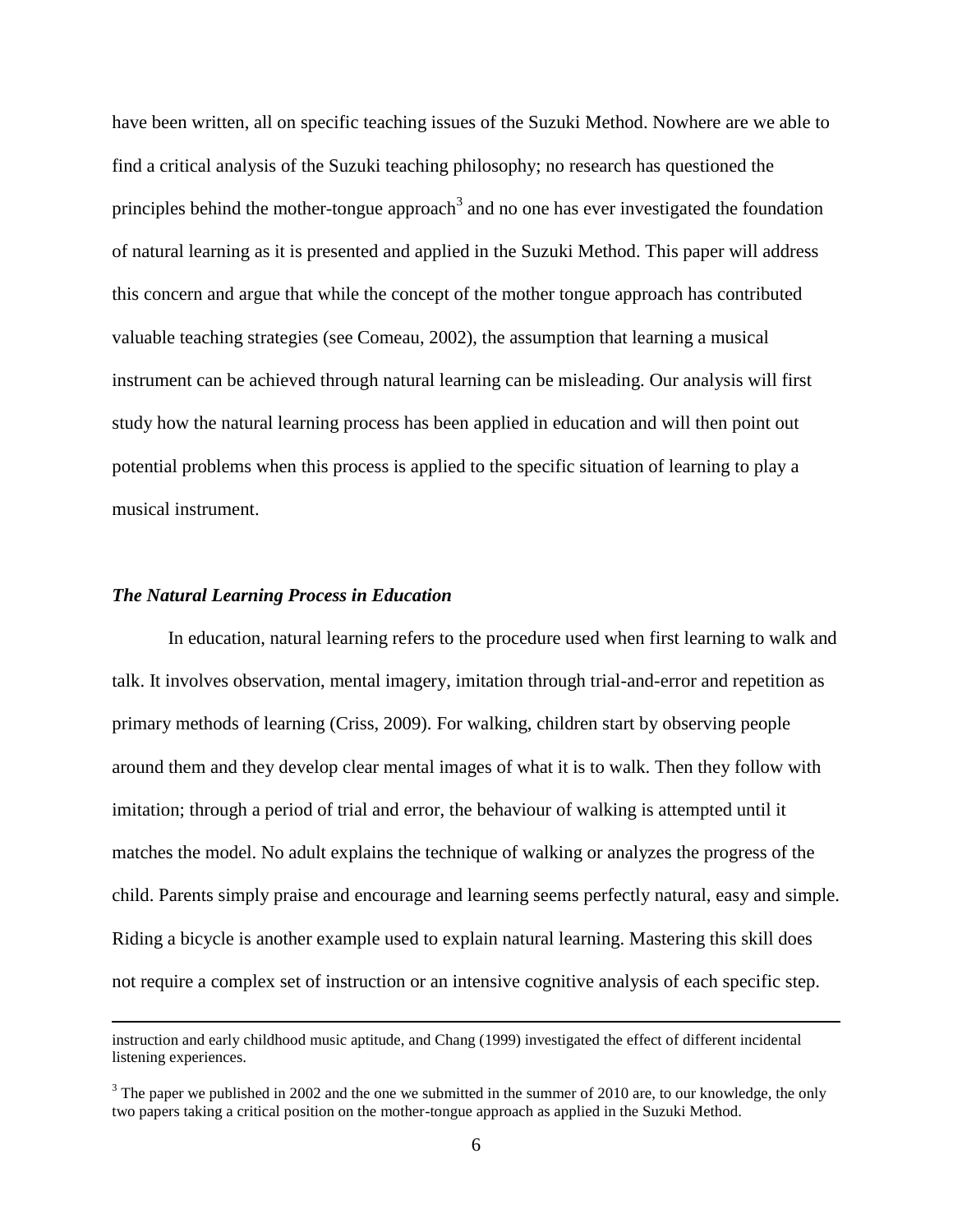have been written, all on specific teaching issues of the Suzuki Method. Nowhere are we able to find a critical analysis of the Suzuki teaching philosophy; no research has questioned the principles behind the mother-tongue approach[3] and no one has ever investigated the foundation of natural learning as it is presented and applied in the Suzuki Method. This paper will address this concern and argue that while the concept of the mother tongue approach has contributed valuable teaching strategies (see Comeau, 2002), the assumption that learning a musical instrument can be achieved through natural learning can be misleading. Our analysis will first study how the natural learning process has been applied in education and will then point out potential problems when this process is applied to the specific situation of learning to play a musical instrument.

### *The Natural Learning Process in Education*

In education, natural learning refers to the procedure used when first learning to walk and talk. It involves observation, mental imagery, imitation through trial-and-error and repetition as primary methods of learning (Criss, 2009). For walking, children start by observing people around them and they develop clear mental images of what it is to walk. Then they follow with imitation; through a period of trial and error, the behaviour of walking is attempted until it matches the model. No adult explains the technique of walking or analyzes the progress of the child. Parents simply praise and encourage and learning seems perfectly natural, easy and simple. Riding a bicycle is another example used to explain natural learning. Mastering this skill does not require a complex set of instruction or an intensive cognitive analysis of each specific step.

---

instruction and early childhood music aptitude, and Chang (1999) investigated the effect of different incidental listening experiences.

[3] The paper we published in 2002 and the one we submitted in the summer of 2010 are, to our knowledge, the only two papers taking a critical position on the mother-tongue approach as applied in the Suzuki Method.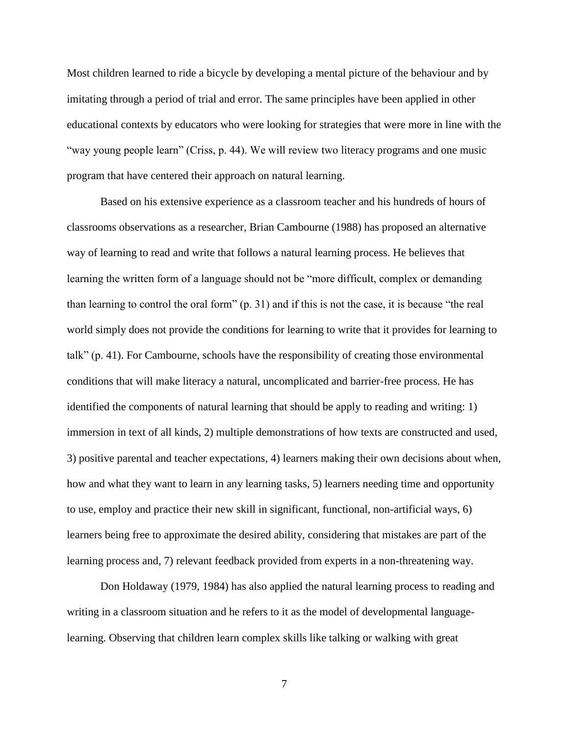Most children learned to ride a bicycle by developing a mental picture of the behaviour and by imitating through a period of trial and error. The same principles have been applied in other educational contexts by educators who were looking for strategies that were more in line with the "way young people learn" (Criss, p. 44). We will review two literacy programs and one music program that have centered their approach on natural learning.

Based on his extensive experience as a classroom teacher and his hundreds of hours of classrooms observations as a researcher, Brian Cambourne (1988) has proposed an alternative way of learning to read and write that follows a natural learning process. He believes that learning the written form of a language should not be "more difficult, complex or demanding than learning to control the oral form" (p. 31) and if this is not the case, it is because "the real world simply does not provide the conditions for learning to write that it provides for learning to talk" (p. 41). For Cambourne, schools have the responsibility of creating those environmental conditions that will make literacy a natural, uncomplicated and barrier-free process. He has identified the components of natural learning that should be apply to reading and writing: 1) immersion in text of all kinds, 2) multiple demonstrations of how texts are constructed and used, 3) positive parental and teacher expectations, 4) learners making their own decisions about when, how and what they want to learn in any learning tasks, 5) learners needing time and opportunity to use, employ and practice their new skill in significant, functional, non-artificial ways, 6) learners being free to approximate the desired ability, considering that mistakes are part of the learning process and, 7) relevant feedback provided from experts in a non-threatening way.

Don Holdaway (1979, 1984) has also applied the natural learning process to reading and writing in a classroom situation and he refers to it as the model of developmental language-learning. Observing that children learn complex skills like talking or walking with great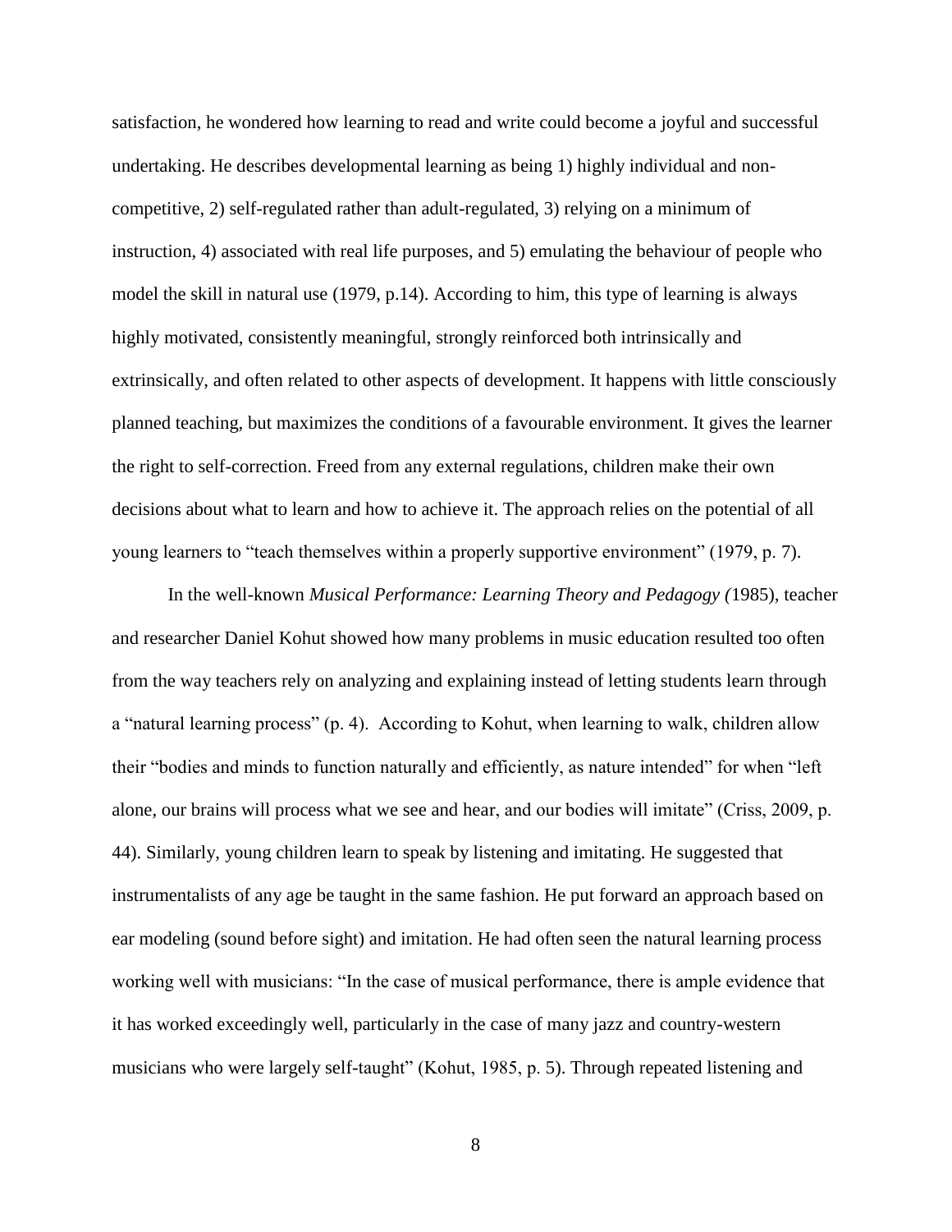satisfaction, he wondered how learning to read and write could become a joyful and successful undertaking. He describes developmental learning as being 1) highly individual and non-competitive, 2) self-regulated rather than adult-regulated, 3) relying on a minimum of instruction, 4) associated with real life purposes, and 5) emulating the behaviour of people who model the skill in natural use (1979, p.14). According to him, this type of learning is always highly motivated, consistently meaningful, strongly reinforced both intrinsically and extrinsically, and often related to other aspects of development. It happens with little consciously planned teaching, but maximizes the conditions of a favourable environment. It gives the learner the right to self-correction. Freed from any external regulations, children make their own decisions about what to learn and how to achieve it. The approach relies on the potential of all young learners to "teach themselves within a properly supportive environment" (1979, p. 7).

In the well-known *Musical Performance: Learning Theory and Pedagogy (*1985), teacher and researcher Daniel Kohut showed how many problems in music education resulted too often from the way teachers rely on analyzing and explaining instead of letting students learn through a "natural learning process" (p. 4). According to Kohut, when learning to walk, children allow their "bodies and minds to function naturally and efficiently, as nature intended" for when "left alone, our brains will process what we see and hear, and our bodies will imitate" (Criss, 2009, p. 44). Similarly, young children learn to speak by listening and imitating. He suggested that instrumentalists of any age be taught in the same fashion. He put forward an approach based on ear modeling (sound before sight) and imitation. He had often seen the natural learning process working well with musicians: "In the case of musical performance, there is ample evidence that it has worked exceedingly well, particularly in the case of many jazz and country-western musicians who were largely self-taught" (Kohut, 1985, p. 5). Through repeated listening and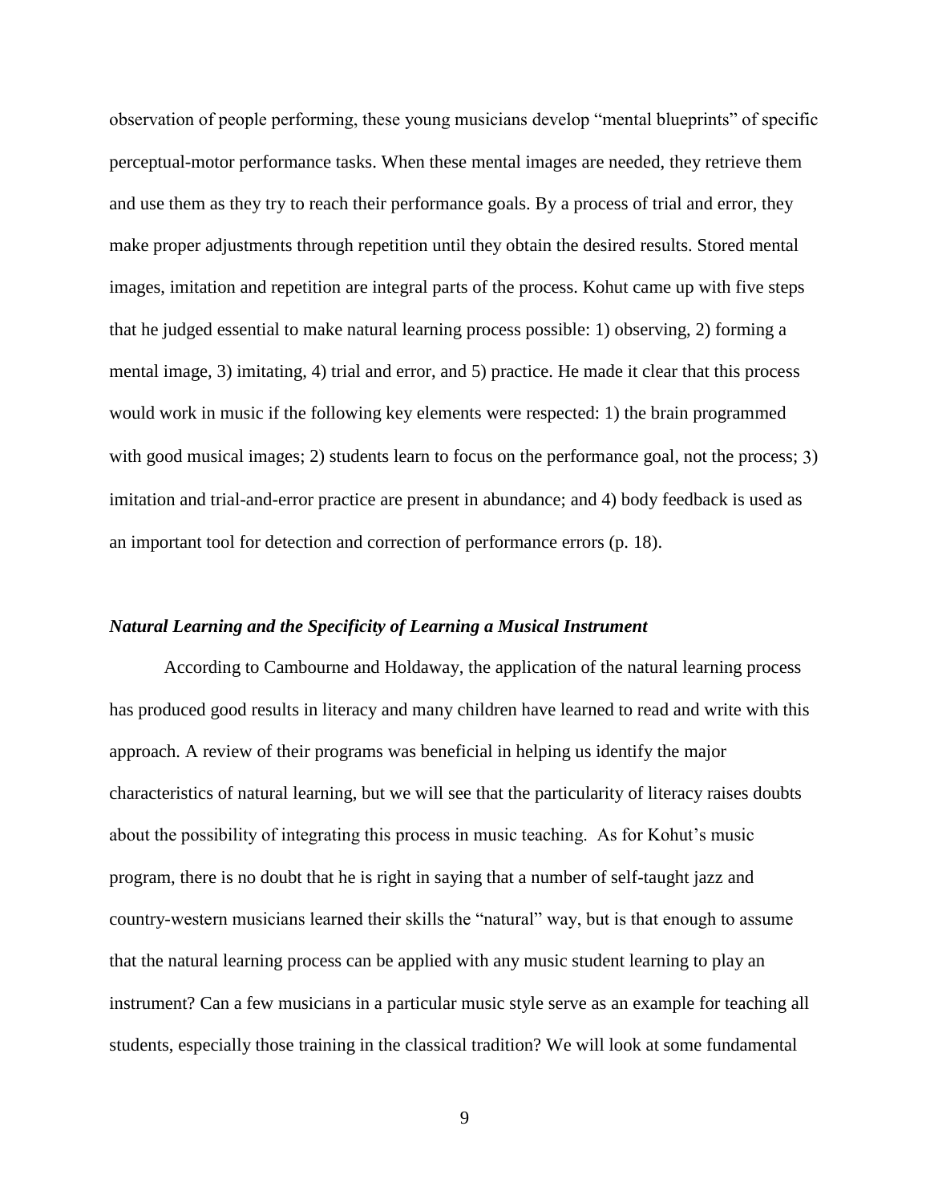observation of people performing, these young musicians develop "mental blueprints" of specific perceptual-motor performance tasks. When these mental images are needed, they retrieve them and use them as they try to reach their performance goals. By a process of trial and error, they make proper adjustments through repetition until they obtain the desired results. Stored mental images, imitation and repetition are integral parts of the process. Kohut came up with five steps that he judged essential to make natural learning process possible: 1) observing, 2) forming a mental image, 3) imitating, 4) trial and error, and 5) practice. He made it clear that this process would work in music if the following key elements were respected: 1) the brain programmed with good musical images; 2) students learn to focus on the performance goal, not the process; 3) imitation and trial-and-error practice are present in abundance; and 4) body feedback is used as an important tool for detection and correction of performance errors (p. 18).

### *Natural Learning and the Specificity of Learning a Musical Instrument*

According to Cambourne and Holdaway, the application of the natural learning process has produced good results in literacy and many children have learned to read and write with this approach. A review of their programs was beneficial in helping us identify the major characteristics of natural learning, but we will see that the particularity of literacy raises doubts about the possibility of integrating this process in music teaching. As for Kohut's music program, there is no doubt that he is right in saying that a number of self-taught jazz and country-western musicians learned their skills the "natural" way, but is that enough to assume that the natural learning process can be applied with any music student learning to play an instrument? Can a few musicians in a particular music style serve as an example for teaching all students, especially those training in the classical tradition? We will look at some fundamental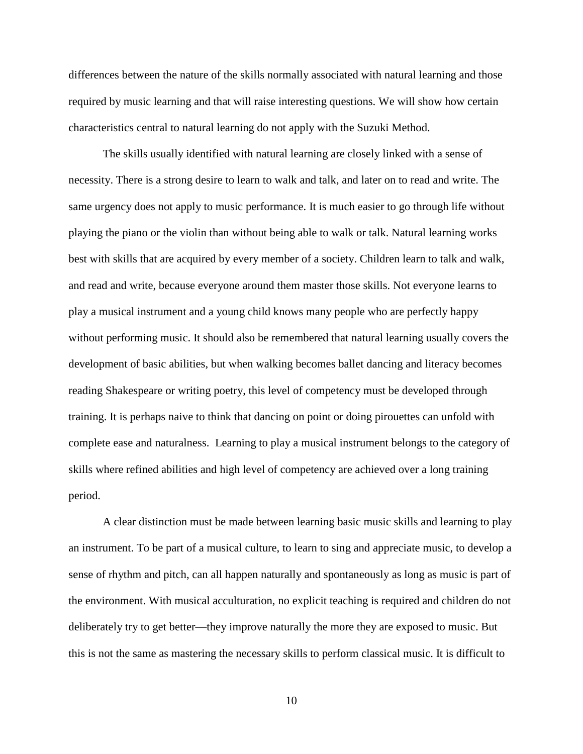differences between the nature of the skills normally associated with natural learning and those required by music learning and that will raise interesting questions. We will show how certain characteristics central to natural learning do not apply with the Suzuki Method.

The skills usually identified with natural learning are closely linked with a sense of necessity. There is a strong desire to learn to walk and talk, and later on to read and write. The same urgency does not apply to music performance. It is much easier to go through life without playing the piano or the violin than without being able to walk or talk. Natural learning works best with skills that are acquired by every member of a society. Children learn to talk and walk, and read and write, because everyone around them master those skills. Not everyone learns to play a musical instrument and a young child knows many people who are perfectly happy without performing music. It should also be remembered that natural learning usually covers the development of basic abilities, but when walking becomes ballet dancing and literacy becomes reading Shakespeare or writing poetry, this level of competency must be developed through training. It is perhaps naive to think that dancing on point or doing pirouettes can unfold with complete ease and naturalness. Learning to play a musical instrument belongs to the category of skills where refined abilities and high level of competency are achieved over a long training period.

A clear distinction must be made between learning basic music skills and learning to play an instrument. To be part of a musical culture, to learn to sing and appreciate music, to develop a sense of rhythm and pitch, can all happen naturally and spontaneously as long as music is part of the environment. With musical acculturation, no explicit teaching is required and children do not deliberately try to get better—they improve naturally the more they are exposed to music. But this is not the same as mastering the necessary skills to perform classical music. It is difficult to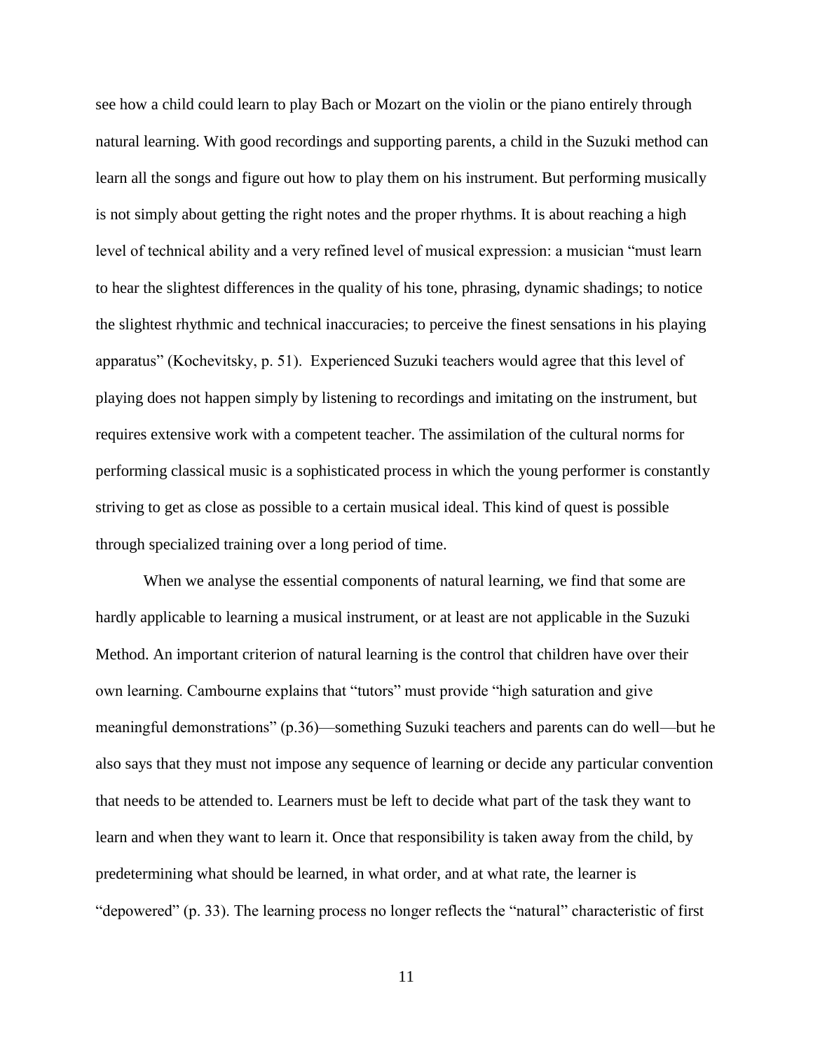see how a child could learn to play Bach or Mozart on the violin or the piano entirely through natural learning. With good recordings and supporting parents, a child in the Suzuki method can learn all the songs and figure out how to play them on his instrument. But performing musically is not simply about getting the right notes and the proper rhythms. It is about reaching a high level of technical ability and a very refined level of musical expression: a musician "must learn to hear the slightest differences in the quality of his tone, phrasing, dynamic shadings; to notice the slightest rhythmic and technical inaccuracies; to perceive the finest sensations in his playing apparatus" (Kochevitsky, p. 51). Experienced Suzuki teachers would agree that this level of playing does not happen simply by listening to recordings and imitating on the instrument, but requires extensive work with a competent teacher. The assimilation of the cultural norms for performing classical music is a sophisticated process in which the young performer is constantly striving to get as close as possible to a certain musical ideal. This kind of quest is possible through specialized training over a long period of time.

When we analyse the essential components of natural learning, we find that some are hardly applicable to learning a musical instrument, or at least are not applicable in the Suzuki Method. An important criterion of natural learning is the control that children have over their own learning. Cambourne explains that "tutors" must provide "high saturation and give meaningful demonstrations" (p.36)—something Suzuki teachers and parents can do well—but he also says that they must not impose any sequence of learning or decide any particular convention that needs to be attended to. Learners must be left to decide what part of the task they want to learn and when they want to learn it. Once that responsibility is taken away from the child, by predetermining what should be learned, in what order, and at what rate, the learner is "depowered" (p. 33). The learning process no longer reflects the "natural" characteristic of first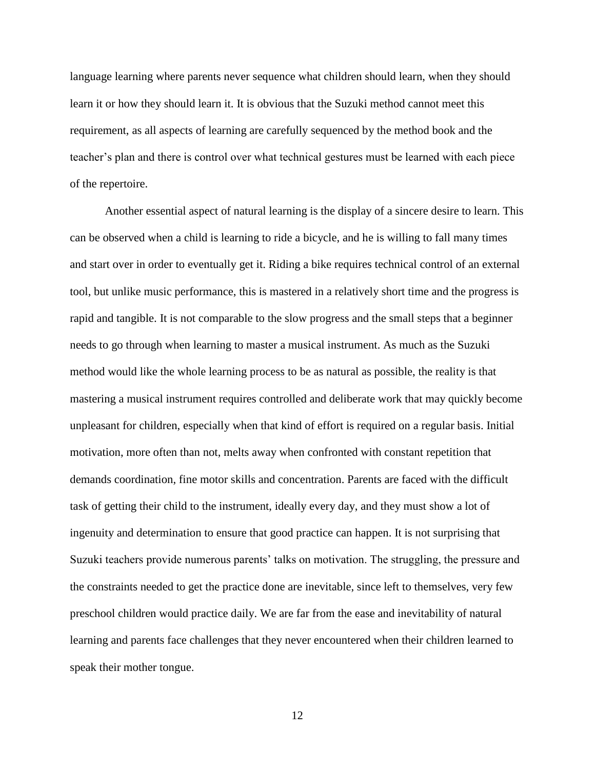language learning where parents never sequence what children should learn, when they should learn it or how they should learn it. It is obvious that the Suzuki method cannot meet this requirement, as all aspects of learning are carefully sequenced by the method book and the teacher's plan and there is control over what technical gestures must be learned with each piece of the repertoire.

Another essential aspect of natural learning is the display of a sincere desire to learn. This can be observed when a child is learning to ride a bicycle, and he is willing to fall many times and start over in order to eventually get it. Riding a bike requires technical control of an external tool, but unlike music performance, this is mastered in a relatively short time and the progress is rapid and tangible. It is not comparable to the slow progress and the small steps that a beginner needs to go through when learning to master a musical instrument. As much as the Suzuki method would like the whole learning process to be as natural as possible, the reality is that mastering a musical instrument requires controlled and deliberate work that may quickly become unpleasant for children, especially when that kind of effort is required on a regular basis. Initial motivation, more often than not, melts away when confronted with constant repetition that demands coordination, fine motor skills and concentration. Parents are faced with the difficult task of getting their child to the instrument, ideally every day, and they must show a lot of ingenuity and determination to ensure that good practice can happen. It is not surprising that Suzuki teachers provide numerous parents' talks on motivation. The struggling, the pressure and the constraints needed to get the practice done are inevitable, since left to themselves, very few preschool children would practice daily. We are far from the ease and inevitability of natural learning and parents face challenges that they never encountered when their children learned to speak their mother tongue.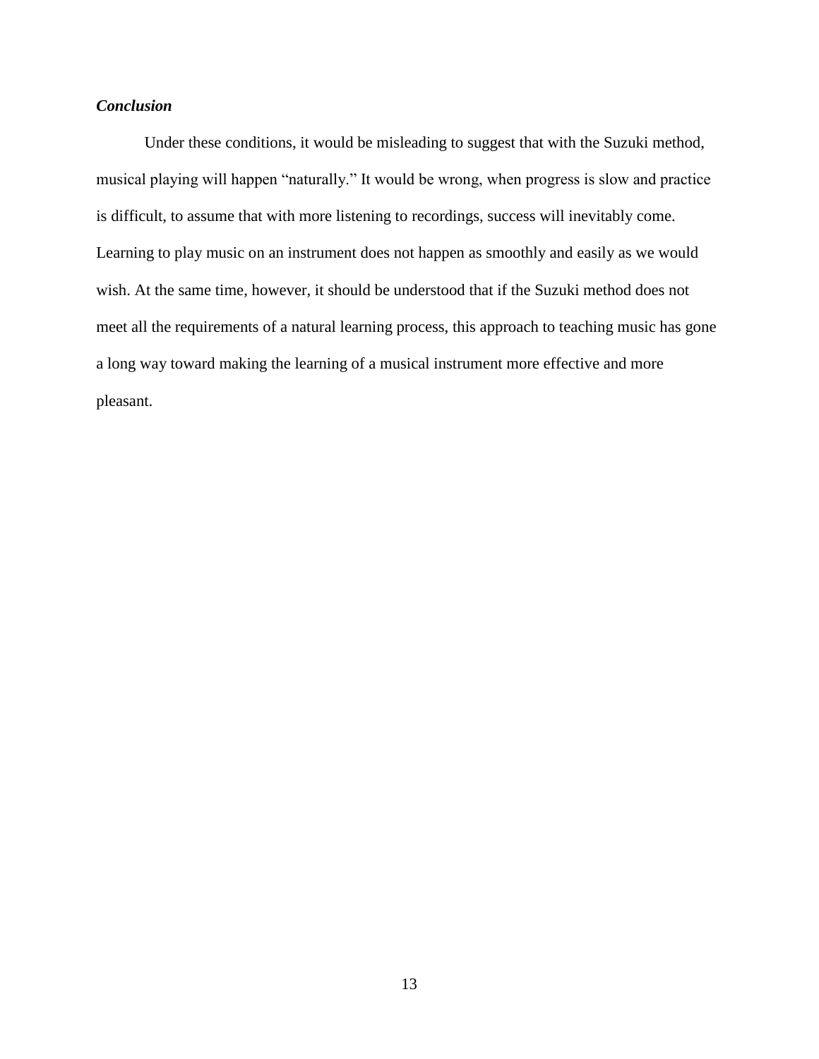### *Conclusion*

Under these conditions, it would be misleading to suggest that with the Suzuki method, musical playing will happen "naturally." It would be wrong, when progress is slow and practice is difficult, to assume that with more listening to recordings, success will inevitably come. Learning to play music on an instrument does not happen as smoothly and easily as we would wish. At the same time, however, it should be understood that if the Suzuki method does not meet all the requirements of a natural learning process, this approach to teaching music has gone a long way toward making the learning of a musical instrument more effective and more pleasant.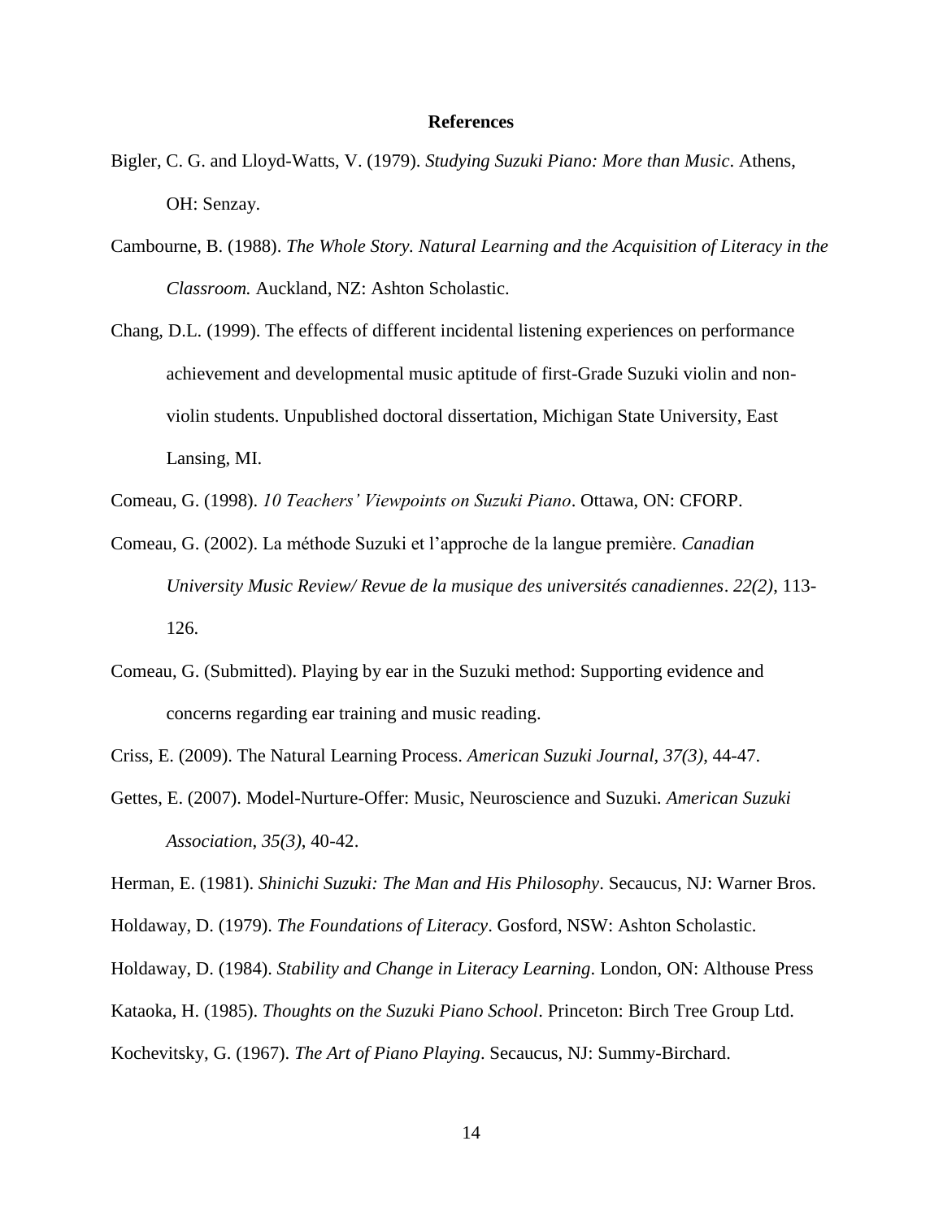**References**

Bigler, C. G. and Lloyd-Watts, V. (1979). *Studying Suzuki Piano: More than Music*. Athens, OH: Senzay.

Cambourne, B. (1988). *The Whole Story. Natural Learning and the Acquisition of Literacy in the Classroom.* Auckland, NZ: Ashton Scholastic.

Chang, D.L. (1999). The effects of different incidental listening experiences on performance achievement and developmental music aptitude of first-Grade Suzuki violin and non-violin students. Unpublished doctoral dissertation, Michigan State University, East Lansing, MI.

Comeau, G. (1998). *10 Teachers' Viewpoints on Suzuki Piano*. Ottawa, ON: CFORP.

Comeau, G. (2002). La méthode Suzuki et l'approche de la langue première. *Canadian University Music Review/ Revue de la musique des universités canadiennes*. *22(2)*, 113-126.

Comeau, G. (Submitted). Playing by ear in the Suzuki method: Supporting evidence and concerns regarding ear training and music reading.

Criss, E. (2009). The Natural Learning Process. *American Suzuki Journal*, *37(3)*, 44-47.

Gettes, E. (2007). Model-Nurture-Offer: Music, Neuroscience and Suzuki. *American Suzuki Association*, *35(3)*, 40-42.

Herman, E. (1981). *Shinichi Suzuki: The Man and His Philosophy*. Secaucus, NJ: Warner Bros.

Holdaway, D. (1979). *The Foundations of Literacy*. Gosford, NSW: Ashton Scholastic.

Holdaway, D. (1984). *Stability and Change in Literacy Learning*. London, ON: Althouse Press

Kataoka, H. (1985). *Thoughts on the Suzuki Piano School*. Princeton: Birch Tree Group Ltd.

Kochevitsky, G. (1967). *The Art of Piano Playing*. Secaucus, NJ: Summy-Birchard.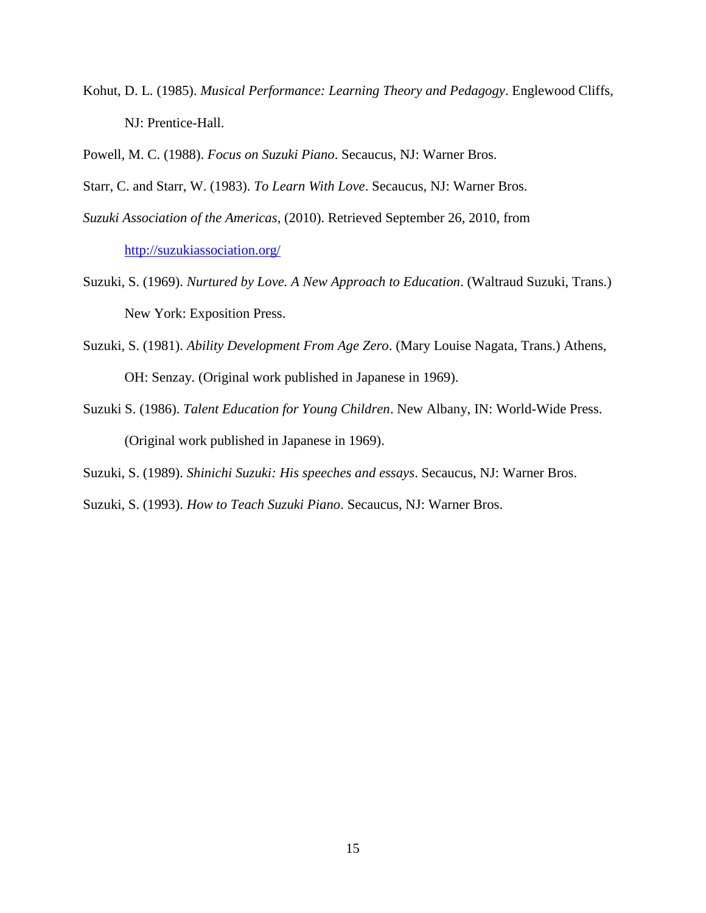Kohut, D. L. (1985). *Musical Performance: Learning Theory and Pedagogy*. Englewood Cliffs, NJ: Prentice-Hall.

Powell, M. C. (1988). *Focus on Suzuki Piano*. Secaucus, NJ: Warner Bros.

Starr, C. and Starr, W. (1983). *To Learn With Love*. Secaucus, NJ: Warner Bros.

*Suzuki Association of the Americas*, (2010). Retrieved September 26, 2010, from http://suzukiassociation.org/

Suzuki, S. (1969). *Nurtured by Love. A New Approach to Education*. (Waltraud Suzuki, Trans.) New York: Exposition Press.

Suzuki, S. (1981). *Ability Development From Age Zero*. (Mary Louise Nagata, Trans.) Athens, OH: Senzay. (Original work published in Japanese in 1969).

Suzuki S. (1986). *Talent Education for Young Children*. New Albany, IN: World-Wide Press. (Original work published in Japanese in 1969).

Suzuki, S. (1989). *Shinichi Suzuki: His speeches and essays*. Secaucus, NJ: Warner Bros.

Suzuki, S. (1993). *How to Teach Suzuki Piano*. Secaucus, NJ: Warner Bros.